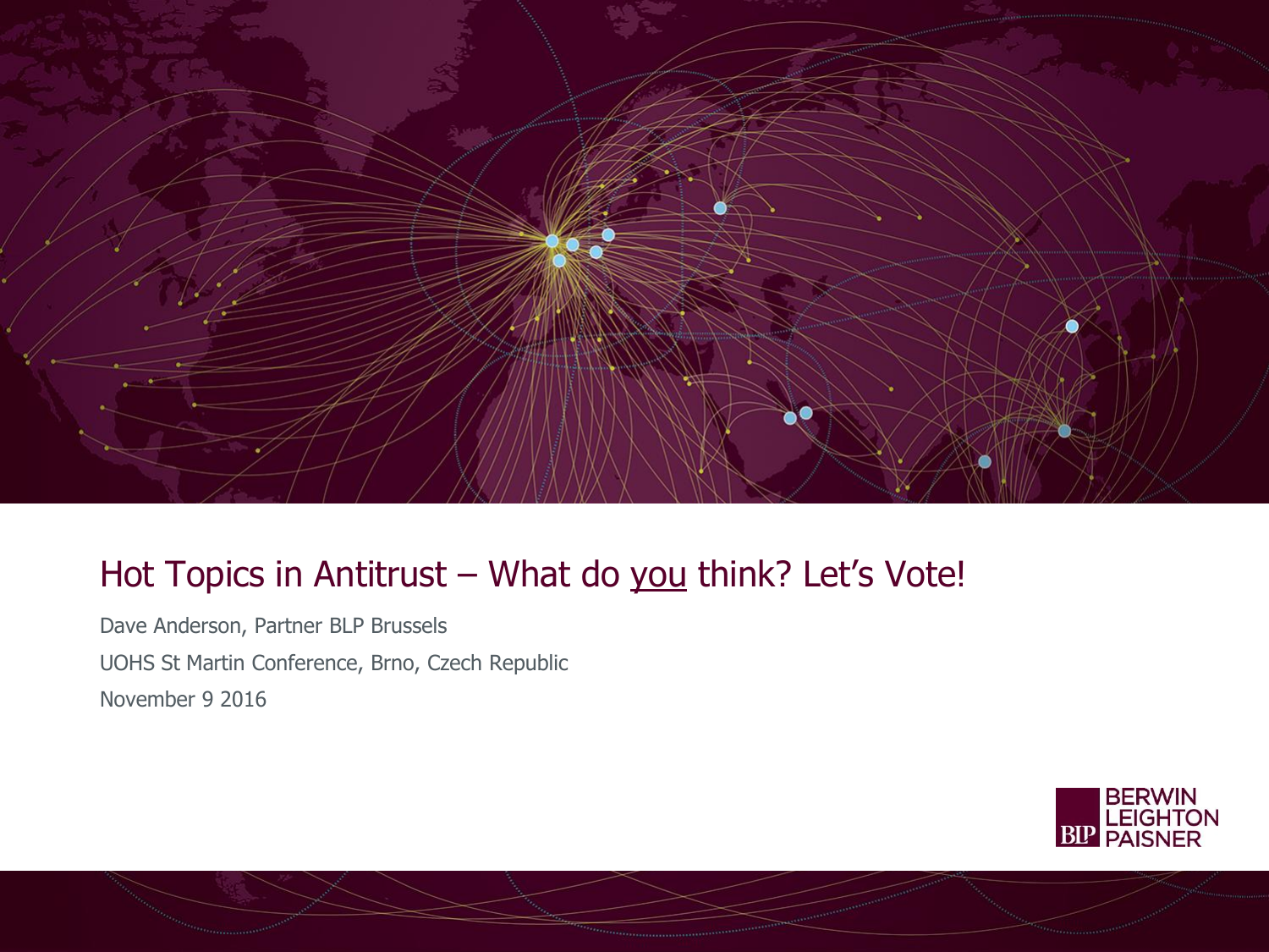# Hot Topics in Antitrust – What do you think? Let's Vote!

Dave Anderson, Partner BLP Brussels

UOHS St Martin Conference, Brno, Czech Republic

November 9 2016

BERWIN LEIGHTON PAISNER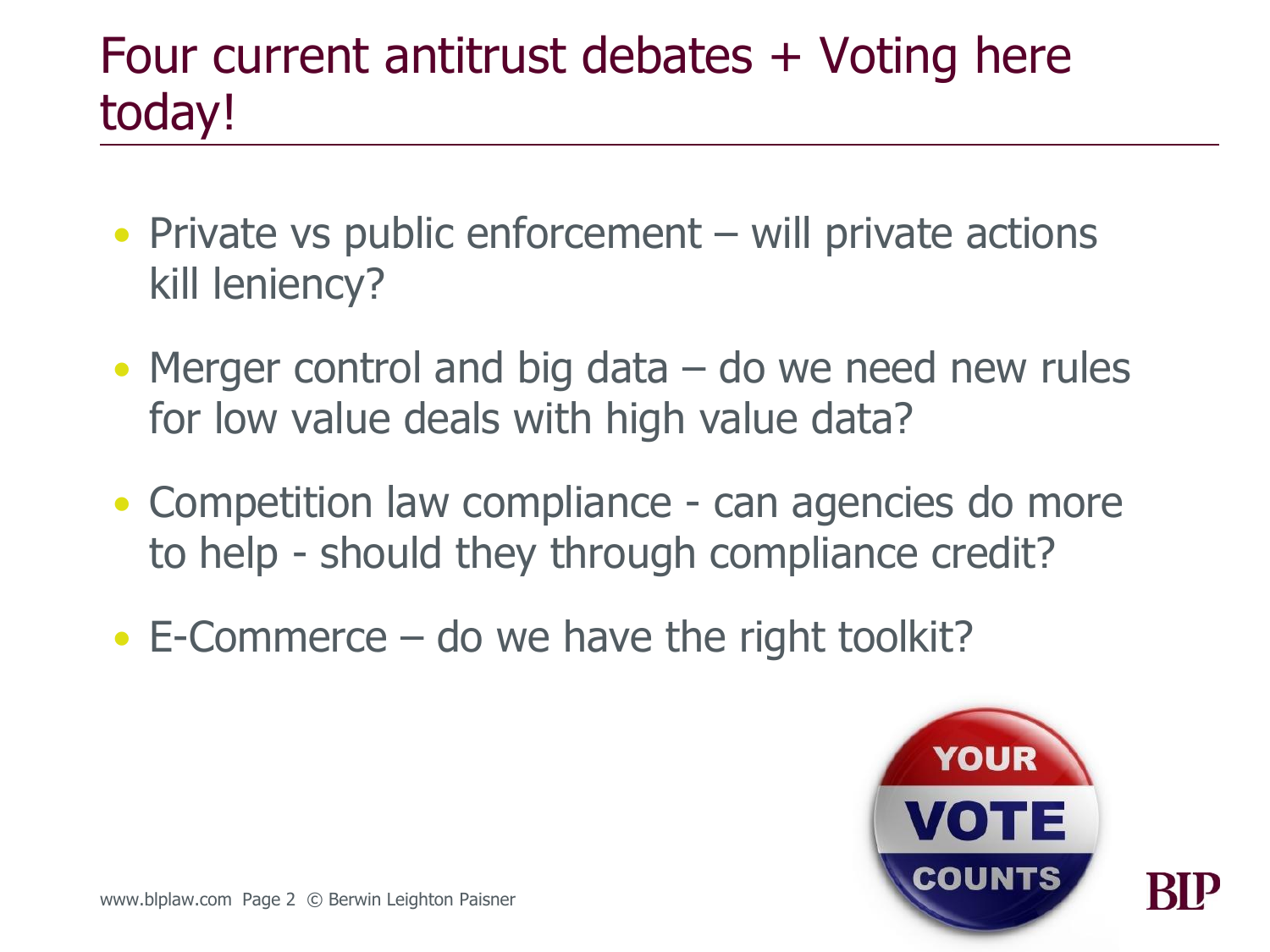# Four current antitrust debates + Voting here today!

- Private vs public enforcement – will private actions kill leniency?
- Merger control and big data – do we need new rules for low value deals with high value data?
- Competition law compliance - can agencies do more to help - should they through compliance credit?
- E-Commerce – do we have the right toolkit?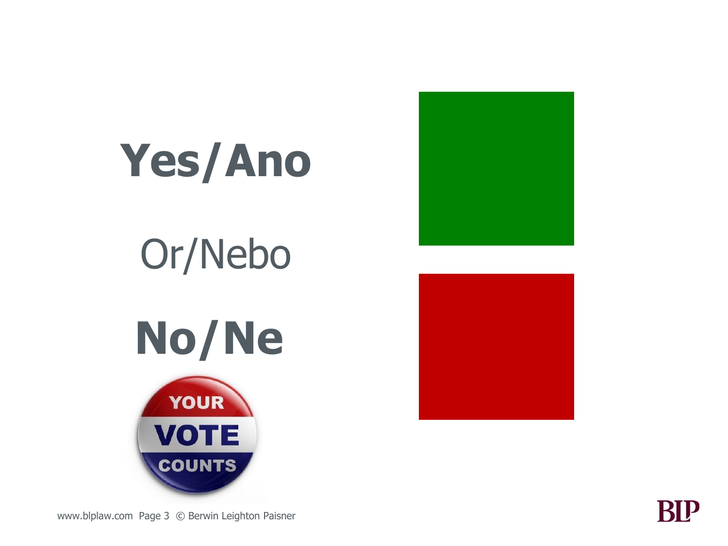**Yes/Ano**

Or/Nebo

**No/Ne**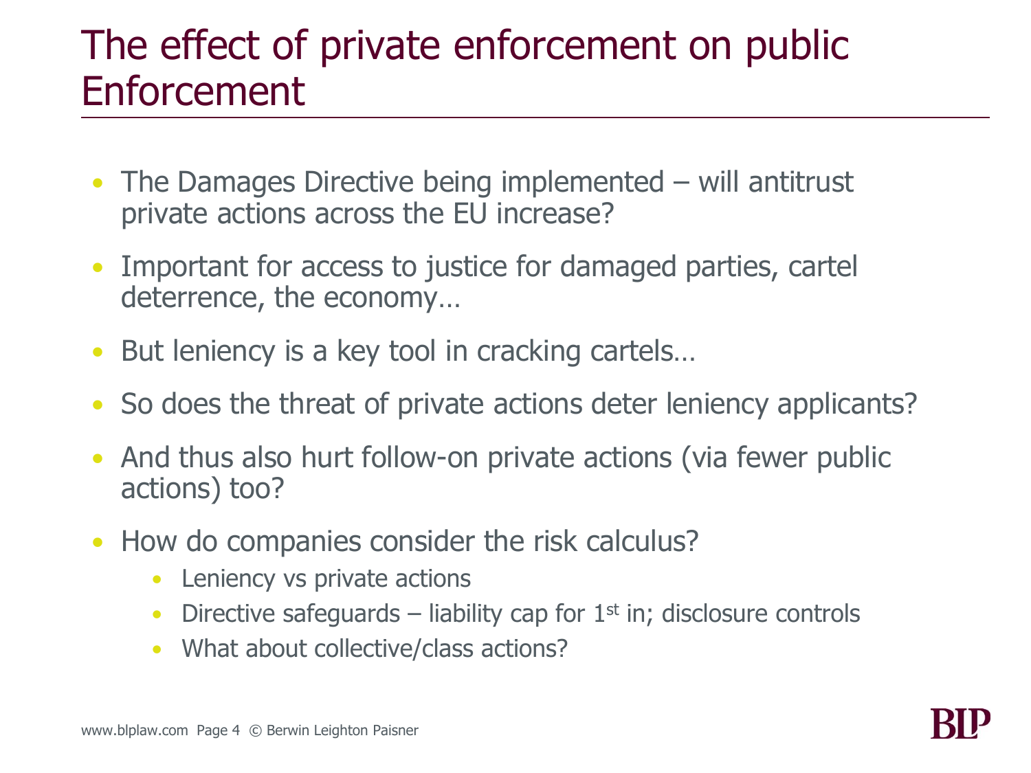# The effect of private enforcement on public Enforcement

- The Damages Directive being implemented – will antitrust private actions across the EU increase?
- Important for access to justice for damaged parties, cartel deterrence, the economy…
- But leniency is a key tool in cracking cartels…
- So does the threat of private actions deter leniency applicants?
- And thus also hurt follow-on private actions (via fewer public actions) too?
- How do companies consider the risk calculus?
  - Leniency vs private actions
  - Directive safeguards – liability cap for 1st in; disclosure controls
  - What about collective/class actions?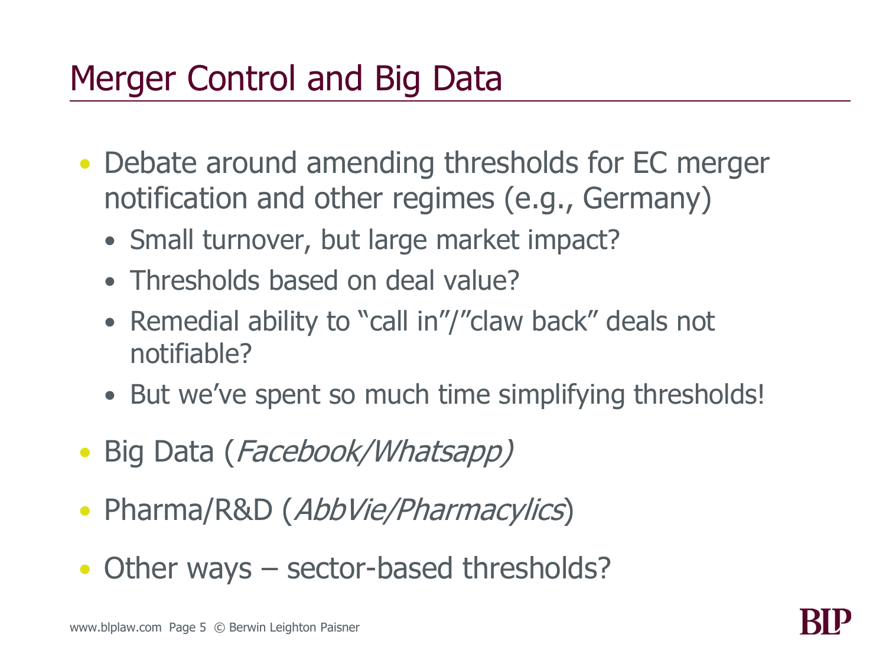# Merger Control and Big Data

- Debate around amending thresholds for EC merger notification and other regimes (e.g., Germany)
  - Small turnover, but large market impact?
  - Thresholds based on deal value?
  - Remedial ability to "call in"/"claw back" deals not notifiable?
  - But we've spent so much time simplifying thresholds!
- Big Data (*Facebook/Whatsapp)*
- Pharma/R&D (*AbbVie/Pharmacylics*)
- Other ways – sector-based thresholds?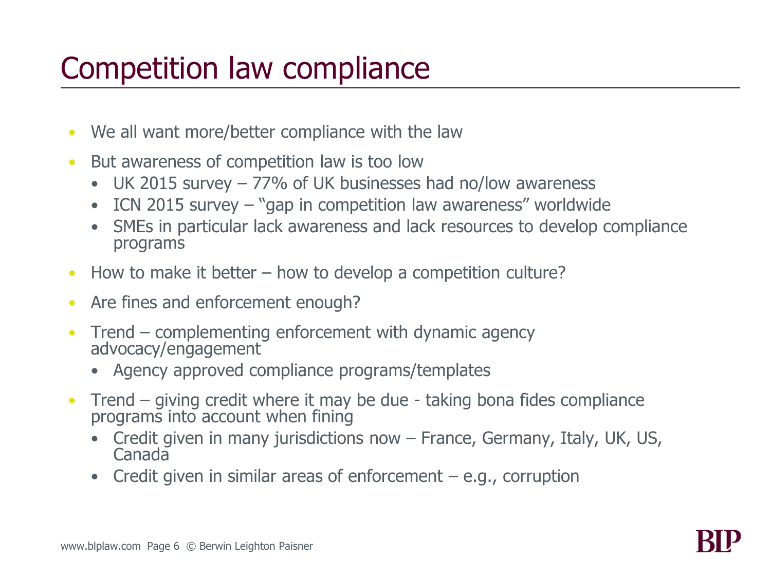# Competition law compliance

- We all want more/better compliance with the law
- But awareness of competition law is too low
  - UK 2015 survey – 77% of UK businesses had no/low awareness
  - ICN 2015 survey – "gap in competition law awareness" worldwide
  - SMEs in particular lack awareness and lack resources to develop compliance programs
- How to make it better – how to develop a competition culture?
- Are fines and enforcement enough?
- Trend – complementing enforcement with dynamic agency advocacy/engagement
  - Agency approved compliance programs/templates
- Trend – giving credit where it may be due - taking bona fides compliance programs into account when fining
  - Credit given in many jurisdictions now – France, Germany, Italy, UK, US, Canada
  - Credit given in similar areas of enforcement – e.g., corruption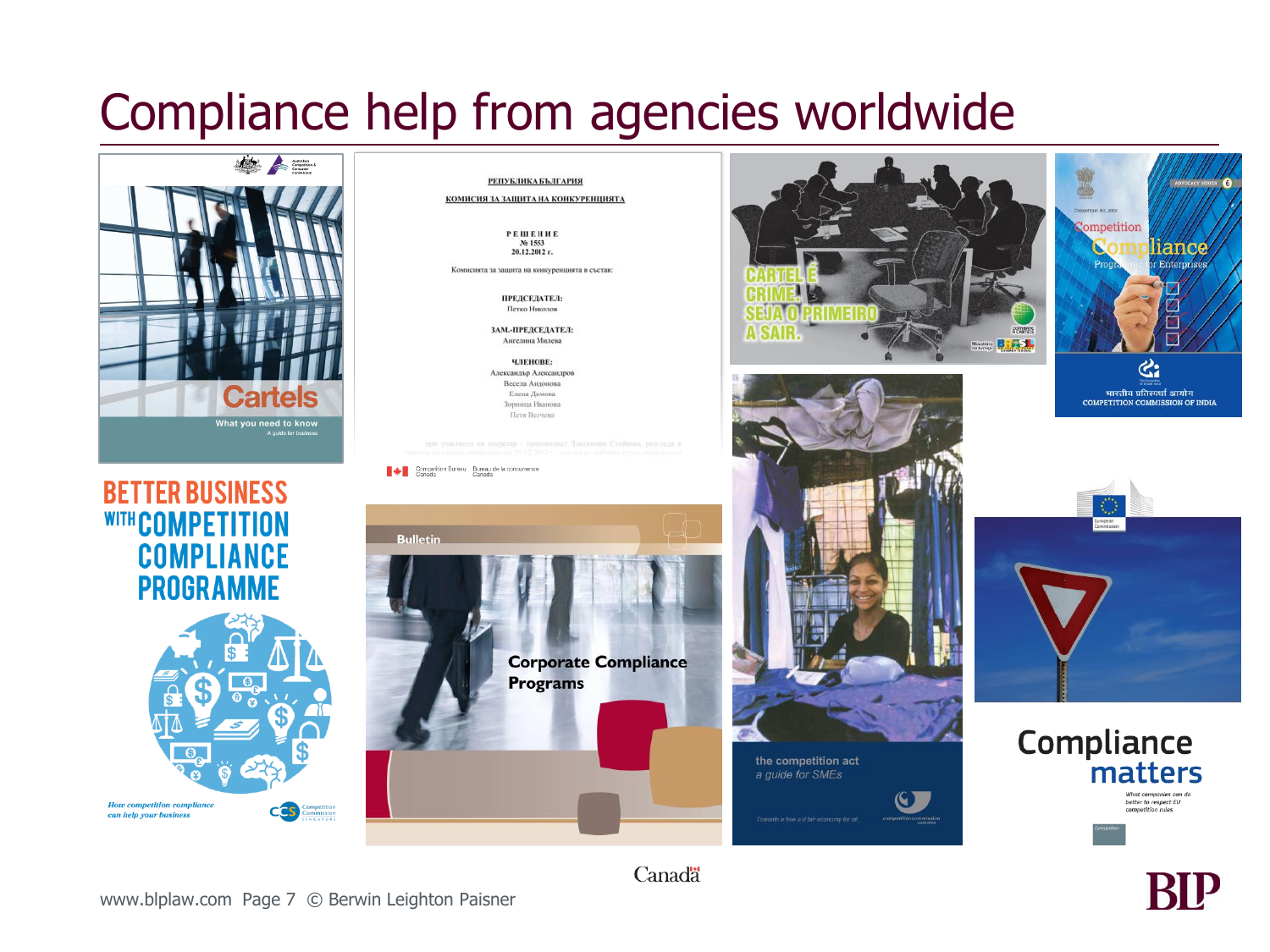# Compliance help from agencies worldwide

Cartels

What you need to know

A guide for business

РЕПУБЛИКА БЪЛГАРИЯ

КОМИСИЯ ЗА ЗАЩИТА НА КОНКУРЕНЦИЯТА

РЕШЕНИЕ

№ 1553

20.12.2012 г.

Комисията за защита на конкуренцията в състав:

ПРЕДСЕДАТЕЛ:

Петко Николов

ЗАМ.-ПРЕДСЕДАТЕЛ:

Ангелина Милева

ЧЛЕНОВЕ:

Александър Александров

Весела Андонова

Елена Димова

Зорница Иванова

Петя Велчева

CARTEL É CRIME. SEJA O PRIMEIRO A SAIR.

Competition Compliance

Programme for Enterprises

भारतीय प्रतिस्पर्धा आयोग

COMPETITION COMMISSION OF INDIA

BETTER BUSINESS WITH COMPETITION COMPLIANCE PROGRAMME

How competition compliance can help your business

Competition Commission Singapore

Competition Bureau Canada / Bureau de la concurrence Canada

Bulletin

Corporate Compliance Programs

Canada

the competition act

a guide for SMEs

Compliance matters

What companies can do better to respect EU competition rules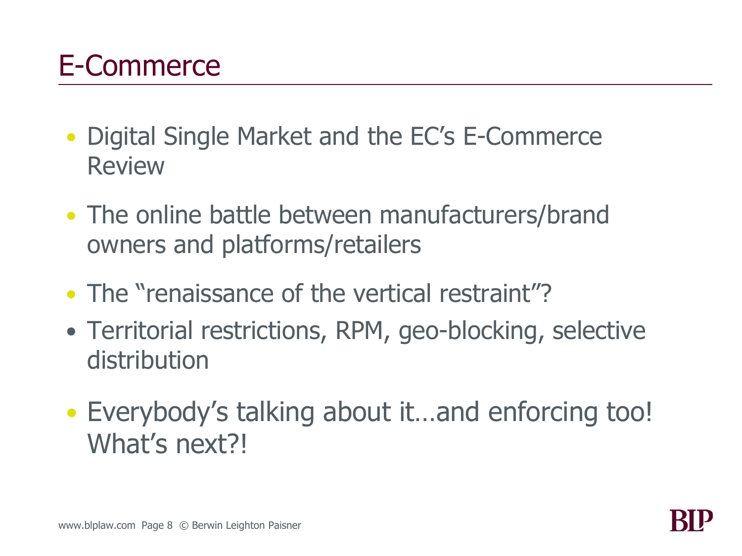# E-Commerce

- Digital Single Market and the EC's E-Commerce Review
- The online battle between manufacturers/brand owners and platforms/retailers
- The "renaissance of the vertical restraint"?
  - Territorial restrictions, RPM, geo-blocking, selective distribution
- Everybody's talking about it…and enforcing too! What's next?!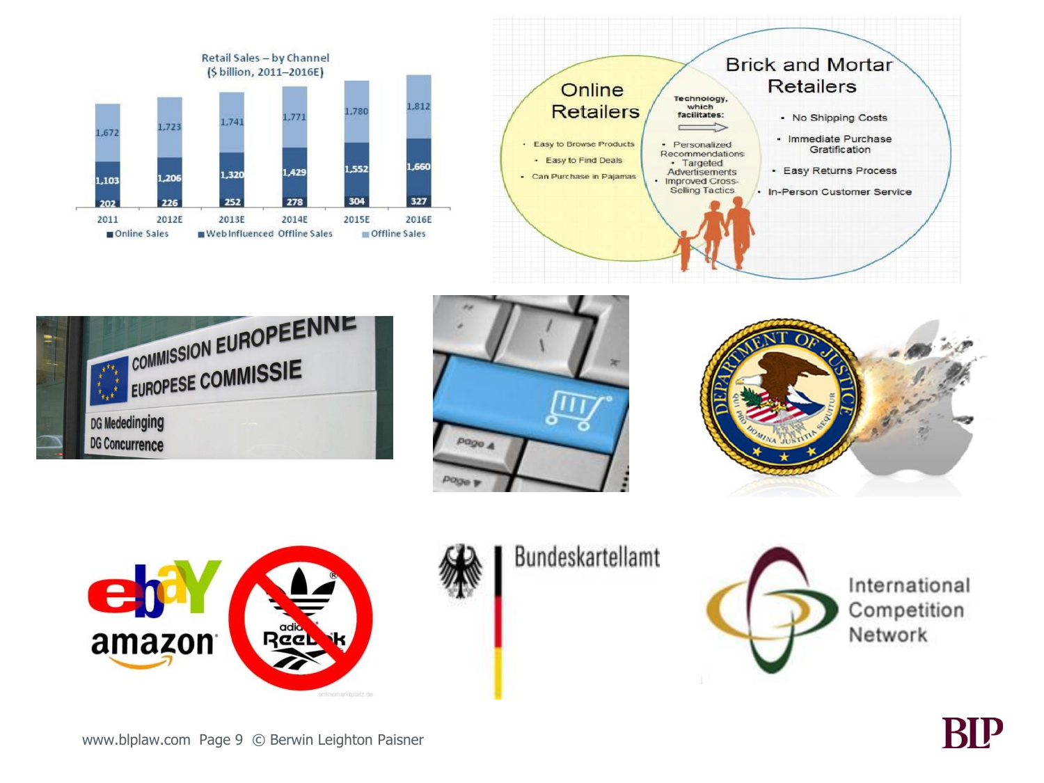Retail Sales – by Channel
($ billion, 2011–2016E)

2011 2012E 2013E 2014E 2015E 2016E

1,672 1,723 1,741 1,771 1,780 1,812

1,103 1,206 1,320 1,429 1,552 1,660

202 226 252 278 304 327

Online Sales
Web Influenced Offline Sales
Offline Sales

Online Retailers

- Easy to Browse Products
- Easy to Find Deals
- Can Purchase in Pajamas

Technology, which facilitates:

- Personalized Recommendations
- Targeted Advertisements
- Improved Cross-Selling Tactics

Brick and Mortar Retailers

- No Shipping Costs
- Immediate Purchase Gratification
- Easy Returns Process
- In-Person Customer Service

COMMISSION EUROPEENNE
EUROPESE COMMISSIE
DG Mededinging
DG Concurrence

Bundeskartellamt

International Competition Network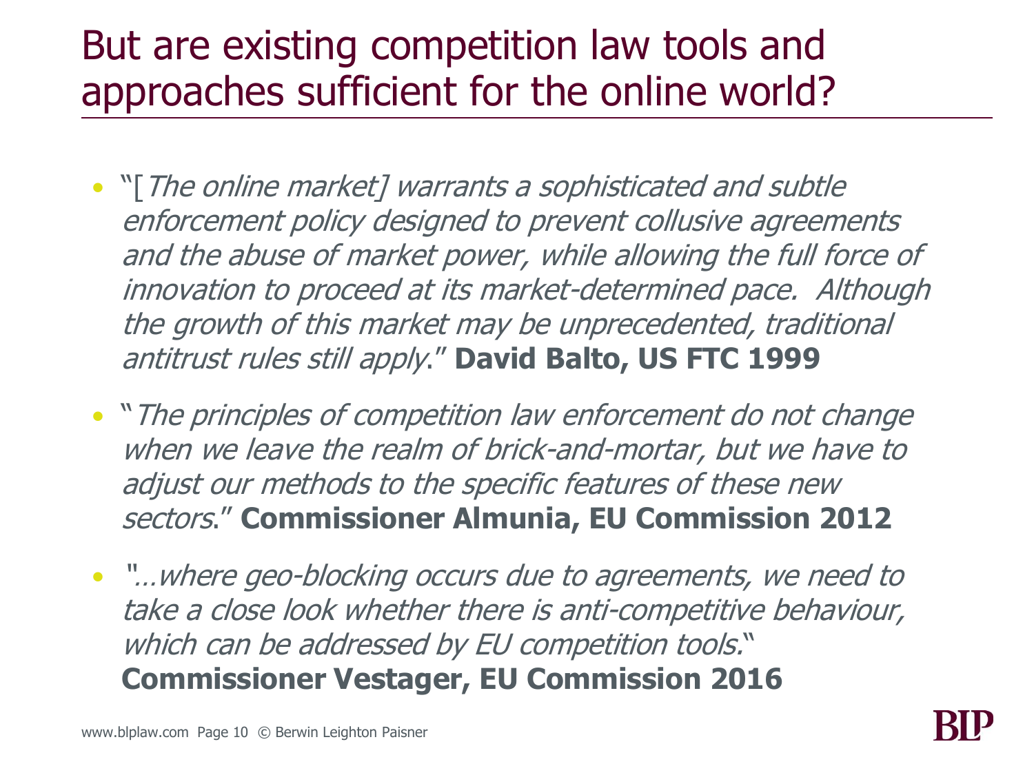# But are existing competition law tools and approaches sufficient for the online world?

- "[*The online market*] *warrants a sophisticated and subtle enforcement policy designed to prevent collusive agreements and the abuse of market power, while allowing the full force of innovation to proceed at its market-determined pace. Although the growth of this market may be unprecedented, traditional antitrust rules still apply*." **David Balto, US FTC 1999**
- "*The principles of competition law enforcement do not change when we leave the realm of brick-and-mortar, but we have to adjust our methods to the specific features of these new sectors*." **Commissioner Almunia, EU Commission 2012**
- "*…where geo-blocking occurs due to agreements, we need to take a close look whether there is anti-competitive behaviour, which can be addressed by EU competition tools.*" **Commissioner Vestager, EU Commission 2016**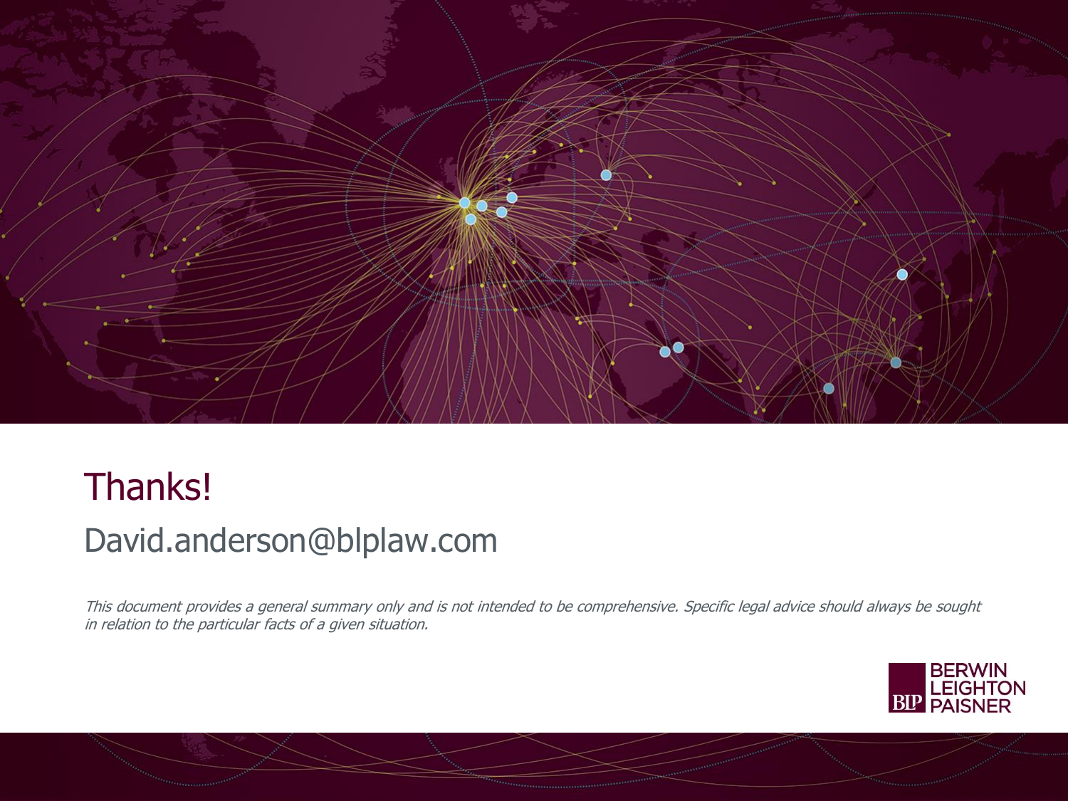# Thanks!

David.anderson@blplaw.com

*This document provides a general summary only and is not intended to be comprehensive. Specific legal advice should always be sought in relation to the particular facts of a given situation.*

BERWIN LEIGHTON PAISNER